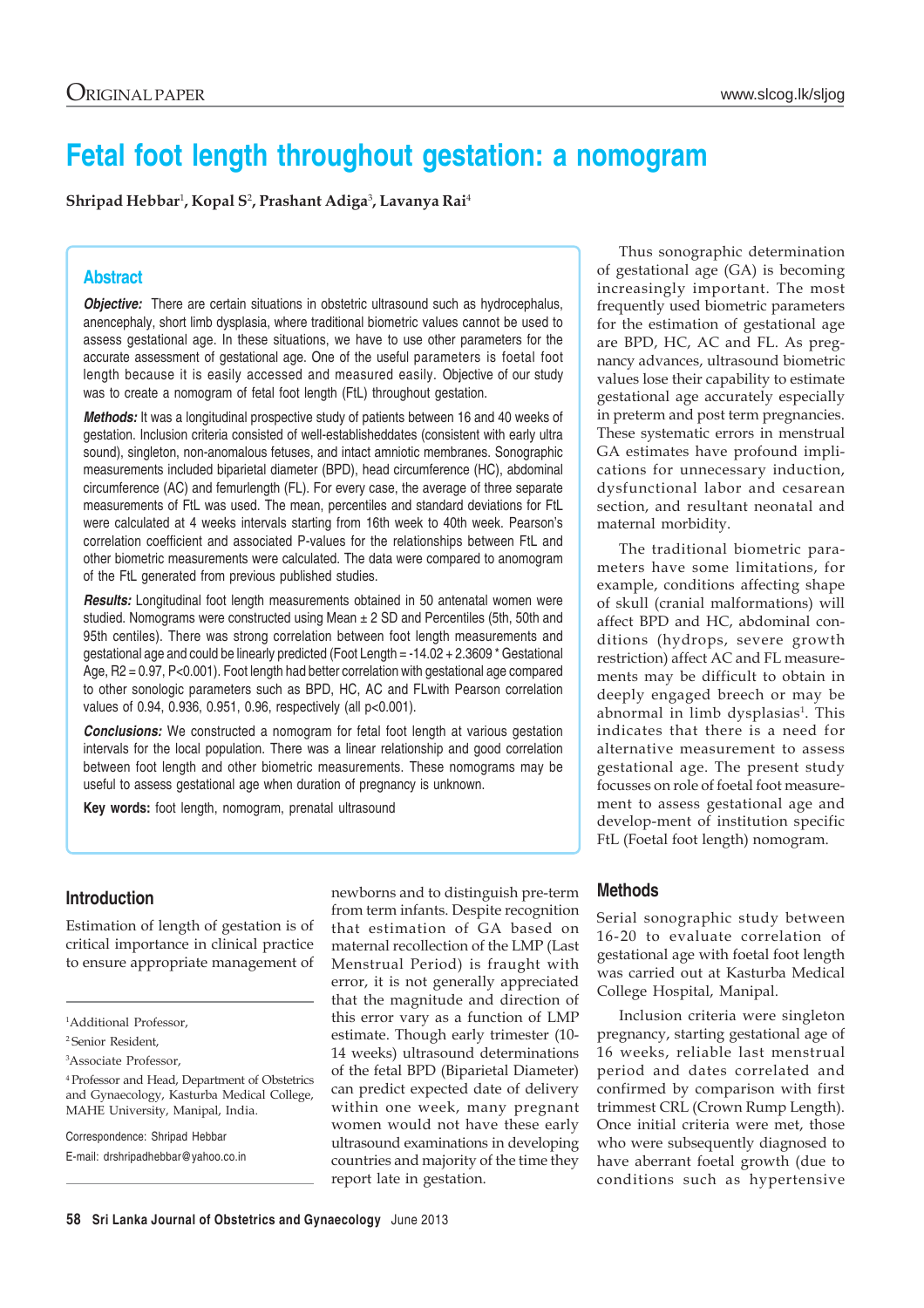Original Paper

# Fetal foot length throughout gestation: a nomogram

**Shripad Hebbar[1], Kopal S[2], Prashant Adiga[3], Lavanya Rai[4]**

## Abstract

***Objective:*** There are certain situations in obstetric ultrasound such as hydrocephalus, anencephaly, short limb dysplasia, where traditional biometric values cannot be used to assess gestational age. In these situations, we have to use other parameters for the accurate assessment of gestational age. One of the useful parameters is foetal foot length because it is easily accessed and measured easily. Objective of our study was to create a nomogram of fetal foot length (FtL) throughout gestation.

***Methods:*** It was a longitudinal prospective study of patients between 16 and 40 weeks of gestation. Inclusion criteria consisted of well-establisheddates (consistent with early ultra sound), singleton, non-anomalous fetuses, and intact amniotic membranes. Sonographic measurements included biparietal diameter (BPD), head circumference (HC), abdominal circumference (AC) and femurlength (FL). For every case, the average of three separate measurements of FtL was used. The mean, percentiles and standard deviations for FtL were calculated at 4 weeks intervals starting from 16th week to 40th week. Pearson's correlation coefficient and associated P-values for the relationships between FtL and other biometric measurements were calculated. The data were compared to anomogram of the FtL generated from previous published studies.

***Results:*** Longitudinal foot length measurements obtained in 50 antenatal women were studied. Nomograms were constructed using Mean ± 2 SD and Percentiles (5th, 50th and 95th centiles). There was strong correlation between foot length measurements and gestational age and could be linearly predicted (Foot Length = -14.02 + 2.3609 * Gestational Age, $R2 = 0.97$, $P<0.001$). Foot length had better correlation with gestational age compared to other sonologic parameters such as BPD, HC, AC and FLwith Pearson correlation values of 0.94, 0.936, 0.951, 0.96, respectively (all $p<0.001$).

***Conclusions:*** We constructed a nomogram for fetal foot length at various gestation intervals for the local population. There was a linear relationship and good correlation between foot length and other biometric measurements. These nomograms may be useful to assess gestational age when duration of pregnancy is unknown.

**Key words:** foot length, nomogram, prenatal ultrasound

## Introduction

Estimation of length of gestation is of critical importance in clinical practice to ensure appropriate management of newborns and to distinguish pre-term from term infants. Despite recognition that estimation of GA based on maternal recollection of the LMP (Last Menstrual Period) is fraught with error, it is not generally appreciated that the magnitude and direction of this error vary as a function of LMP estimate. Though early trimester (10-14 weeks) ultrasound determinations of the fetal BPD (Biparietal Diameter) can predict expected date of delivery within one week, many pregnant women would not have these early ultrasound examinations in developing countries and majority of the time they report late in gestation.

Thus sonographic determination of gestational age (GA) is becoming increasingly important. The most frequently used biometric parameters for the estimation of gestational age are BPD, HC, AC and FL. As pregnancy advances, ultrasound biometric values lose their capability to estimate gestational age accurately especially in preterm and post term pregnancies. These systematic errors in menstrual GA estimates have profound implications for unnecessary induction, dysfunctional labor and cesarean section, and resultant neonatal and maternal morbidity.

The traditional biometric parameters have some limitations, for example, conditions affecting shape of skull (cranial malformations) will affect BPD and HC, abdominal conditions (hydrops, severe growth restriction) affect AC and FL measurements may be difficult to obtain in deeply engaged breech or may be abnormal in limb dysplasias[1]. This indicates that there is a need for alternative measurement to assess gestational age. The present study focusses on role of foetal foot measurement to assess gestational age and develop-ment of institution specific FtL (Foetal foot length) nomogram.

## Methods

Serial sonographic study between 16-20 to evaluate correlation of gestational age with foetal foot length was carried out at Kasturba Medical College Hospital, Manipal.

Inclusion criteria were singleton pregnancy, starting gestational age of 16 weeks, reliable last menstrual period and dates correlated and confirmed by comparison with first trimmest CRL (Crown Rump Length). Once initial criteria were met, those who were subsequently diagnosed to have aberrant foetal growth (due to conditions such as hypertensive

---

[1]Additional Professor,

[2]Senior Resident,

[3]Associate Professor,

[4]Professor and Head, Department of Obstetrics and Gynaecology, Kasturba Medical College, MAHE University, Manipal, India.

Correspondence: Shripad Hebbar

E-mail: drshripadhebbar@yahoo.co.in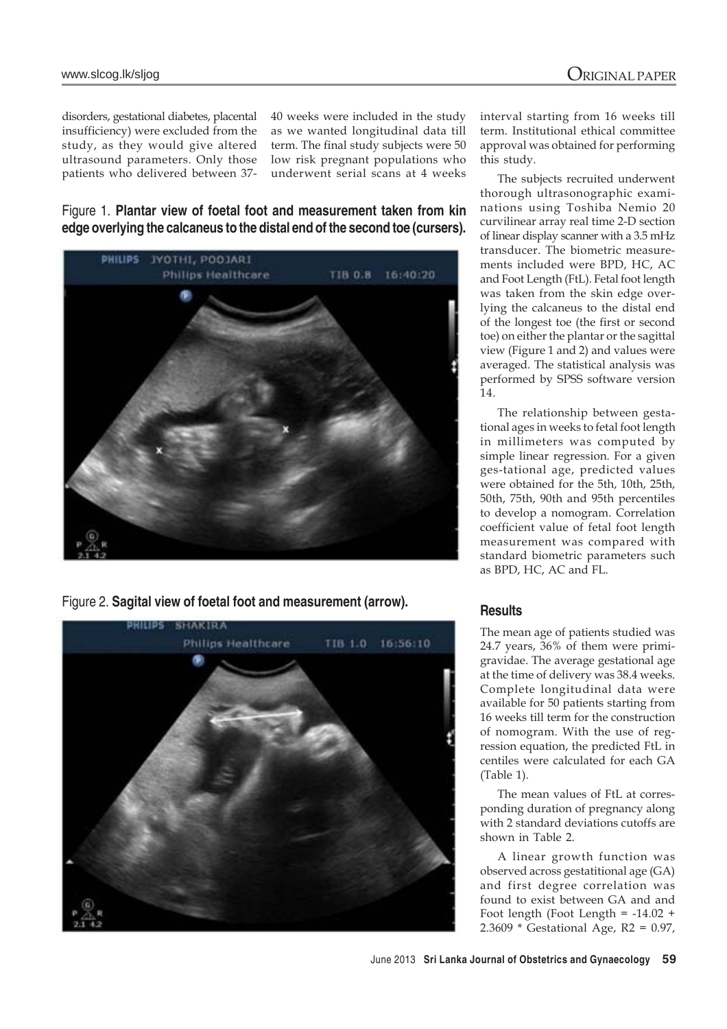disorders, gestational diabetes, placental insufficiency) were excluded from the study, as they would give altered ultrasound parameters. Only those patients who delivered between 37-40 weeks were included in the study as we wanted longitudinal data till term. The final study subjects were 50 low risk pregnant populations who underwent serial scans at 4 weeks interval starting from 16 weeks till term. Institutional ethical committee approval was obtained for performing this study.

Figure 1. **Plantar view of foetal foot and measurement taken from kin edge overlying the calcaneus to the distal end of the second toe (cursers).**

Figure 2. **Sagital view of foetal foot and measurement (arrow).**

The subjects recruited underwent thorough ultrasonographic examinations using Toshiba Nemio 20 curvilinear array real time 2-D section of linear display scanner with a 3.5 mHz transducer. The biometric measurements included were BPD, HC, AC and Foot Length (FtL). Fetal foot length was taken from the skin edge overlying the calcaneus to the distal end of the longest toe (the first or second toe) on either the plantar or the sagittal view (Figure 1 and 2) and values were averaged. The statistical analysis was performed by SPSS software version 14.

The relationship between gestational ages in weeks to fetal foot length in millimeters was computed by simple linear regression. For a given ges-tational age, predicted values were obtained for the 5th, 10th, 25th, 50th, 75th, 90th and 95th percentiles to develop a nomogram. Correlation coefficient value of fetal foot length measurement was compared with standard biometric parameters such as BPD, HC, AC and FL.

## Results

The mean age of patients studied was 24.7 years, 36% of them were primigravidae. The average gestational age at the time of delivery was 38.4 weeks. Complete longitudinal data were available for 50 patients starting from 16 weeks till term for the construction of nomogram. With the use of regression equation, the predicted FtL in centiles were calculated for each GA (Table 1).

The mean values of FtL at corresponding duration of pregnancy along with 2 standard deviations cutoffs are shown in Table 2.

A linear growth function was observed across gestatitional age (GA) and first degree correlation was found to exist between GA and and Foot length (Foot Length = -14.02 + 2.3609 * Gestational Age, R2 = 0.97,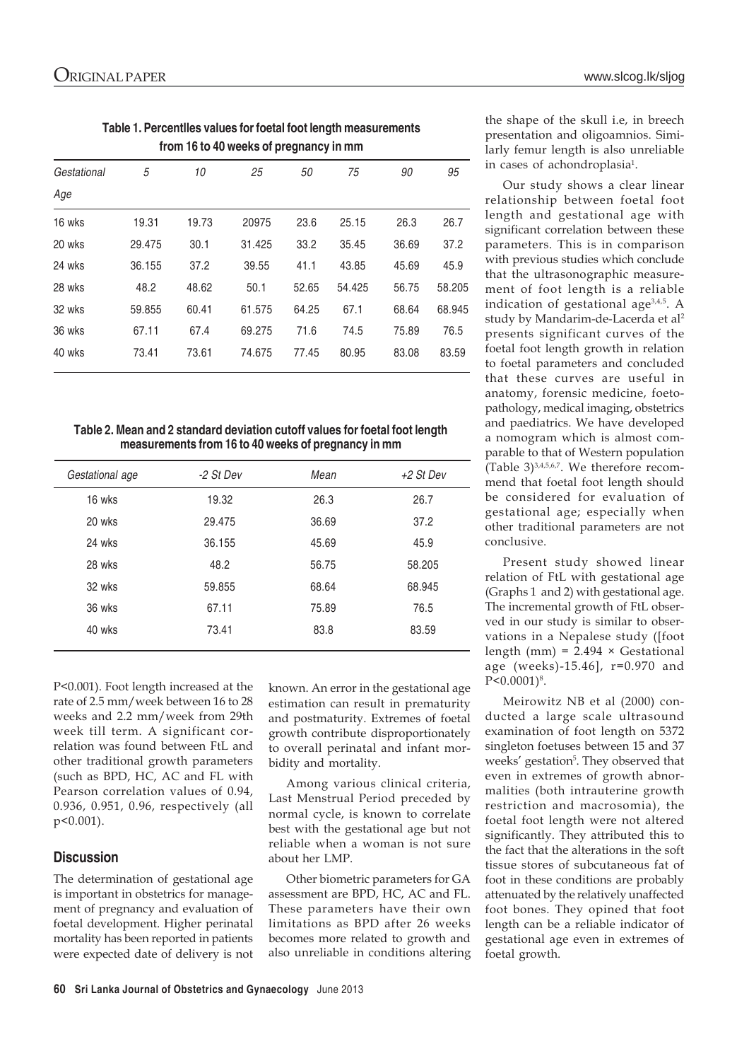**Table 1. Percentiles values for foetal foot length measurements from 16 to 40 weeks of pregnancy in mm**

| *Gestational Age* | *5* | *10* | *25* | *50* | *75* | *90* | *95* |
|---|---|---|---|---|---|---|---|
| 16 wks | 19.31 | 19.73 | 20975 | 23.6 | 25.15 | 26.3 | 26.7 |
| 20 wks | 29.475 | 30.1 | 31.425 | 33.2 | 35.45 | 36.69 | 37.2 |
| 24 wks | 36.155 | 37.2 | 39.55 | 41.1 | 43.85 | 45.69 | 45.9 |
| 28 wks | 48.2 | 48.62 | 50.1 | 52.65 | 54.425 | 56.75 | 58.205 |
| 32 wks | 59.855 | 60.41 | 61.575 | 64.25 | 67.1 | 68.64 | 68.945 |
| 36 wks | 67.11 | 67.4 | 69.275 | 71.6 | 74.5 | 75.89 | 76.5 |
| 40 wks | 73.41 | 73.61 | 74.675 | 77.45 | 80.95 | 83.08 | 83.59 |

**Table 2. Mean and 2 standard deviation cutoff values for foetal foot length measurements from 16 to 40 weeks of pregnancy in mm**

| *Gestational age* | *-2 St Dev* | *Mean* | *+2 St Dev* |
|---|---|---|---|
| 16 wks | 19.32 | 26.3 | 26.7 |
| 20 wks | 29.475 | 36.69 | 37.2 |
| 24 wks | 36.155 | 45.69 | 45.9 |
| 28 wks | 48.2 | 56.75 | 58.205 |
| 32 wks | 59.855 | 68.64 | 68.945 |
| 36 wks | 67.11 | 75.89 | 76.5 |
| 40 wks | 73.41 | 83.8 | 83.59 |

P<0.001). Foot length increased at the rate of 2.5 mm/week between 16 to 28 weeks and 2.2 mm/week from 29th week till term. A significant correlation was found between FtL and other traditional growth parameters (such as BPD, HC, AC and FL with Pearson correlation values of 0.94, 0.936, 0.951, 0.96, respectively (all p<0.001).

## Discussion

The determination of gestational age is important in obstetrics for management of pregnancy and evaluation of foetal development. Higher perinatal mortality has been reported in patients were expected date of delivery is not known. An error in the gestational age estimation can result in prematurity and postmaturity. Extremes of foetal growth contribute disproportionately to overall perinatal and infant morbidity and mortality.

Among various clinical criteria, Last Menstrual Period preceded by normal cycle, is known to correlate best with the gestational age but not reliable when a woman is not sure about her LMP.

Other biometric parameters for GA assessment are BPD, HC, AC and FL. These parameters have their own limitations as BPD after 26 weeks becomes more related to growth and also unreliable in conditions altering the shape of the skull i.e, in breech presentation and oligoamnios. Similarly femur length is also unreliable in cases of achondroplasia[1].

Our study shows a clear linear relationship between foetal foot length and gestational age with significant correlation between these parameters. This is in comparison with previous studies which conclude that the ultrasonographic measurement of foot length is a reliable indication of gestational age[3,4,5]. A study by Mandarim-de-Lacerda et al[2] presents significant curves of the foetal foot length growth in relation to foetal parameters and concluded that these curves are useful in anatomy, forensic medicine, foetopathology, medical imaging, obstetrics and paediatrics. We have developed a nomogram which is almost comparable to that of Western population (Table 3)[3,4,5,6,7]. We therefore recommend that foetal foot length should be considered for evaluation of gestational age; especially when other traditional parameters are not conclusive.

Present study showed linear relation of FtL with gestational age (Graphs 1 and 2) with gestational age. The incremental growth of FtL observed in our study is similar to observations in a Nepalese study ([foot length (mm) = 2.494 × Gestational age (weeks)-15.46], r=0.970 and P<0.0001)[8].

Meirowitz NB et al (2000) conducted a large scale ultrasound examination of foot length on 5372 singleton foetuses between 15 and 37 weeks' gestation[5]. They observed that even in extremes of growth abnormalities (both intrauterine growth restriction and macrosomia), the foetal foot length were not altered significantly. They attributed this to the fact that the alterations in the soft tissue stores of subcutaneous fat of foot in these conditions are probably attenuated by the relatively unaffected foot bones. They opined that foot length can be a reliable indicator of gestational age even in extremes of foetal growth.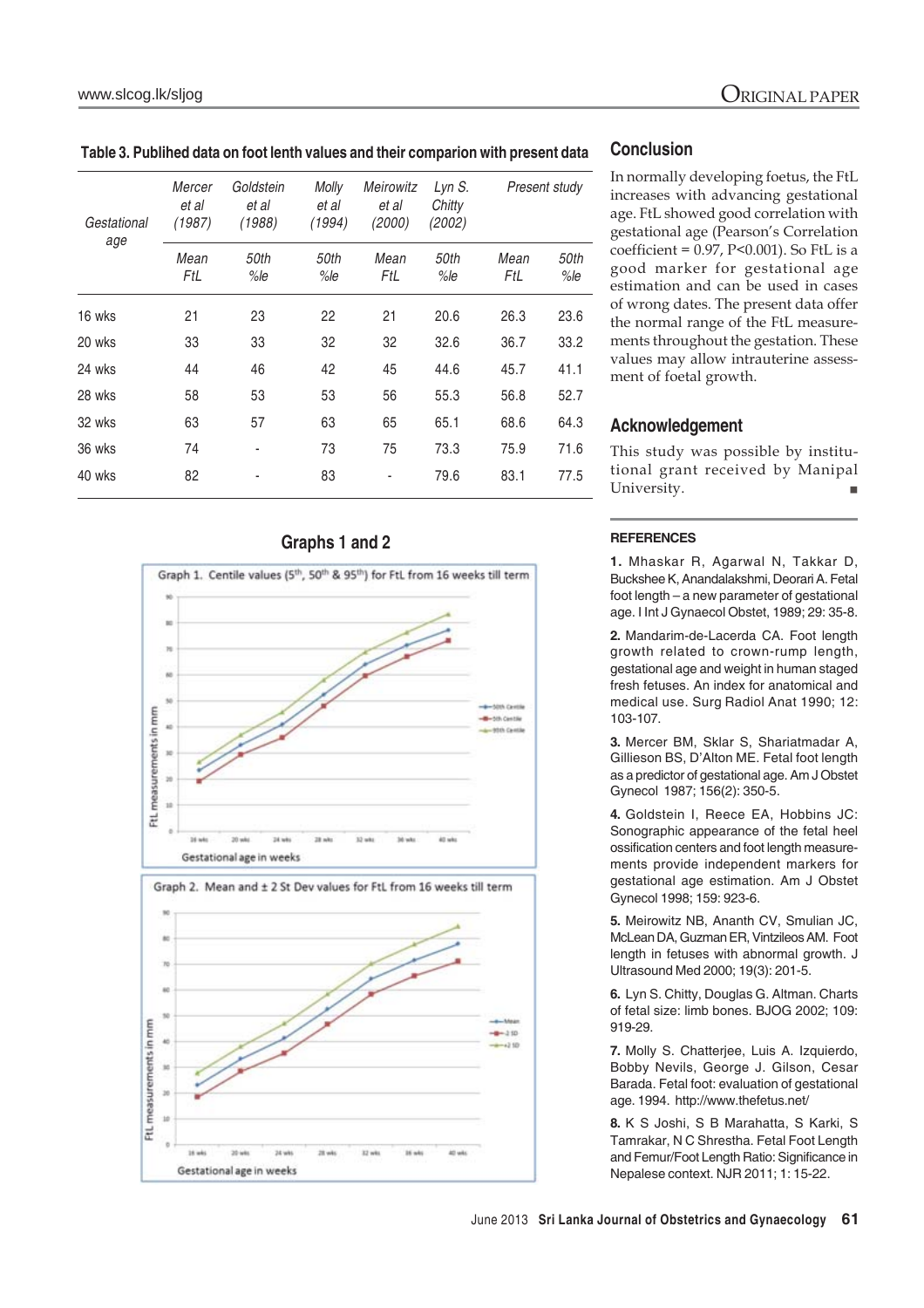**Table 3. Publihed data on foot lenth values and their comparion with present data**

| Gestational age | Mercer et al (1987) | Goldstein et al (1988) | Molly et al (1994) | Meirowitz et al (2000) | Lyn S. Chitty (2002) | Present study | |
|---|---|---|---|---|---|---|---|
| | Mean FtL | 50th %le | 50th %le | Mean FtL | 50th %le | Mean FtL | 50th %le |
| 16 wks | 21 | 23 | 22 | 21 | 20.6 | 26.3 | 23.6 |
| 20 wks | 33 | 33 | 32 | 32 | 32.6 | 36.7 | 33.2 |
| 24 wks | 44 | 46 | 42 | 45 | 44.6 | 45.7 | 41.1 |
| 28 wks | 58 | 53 | 53 | 56 | 55.3 | 56.8 | 52.7 |
| 32 wks | 63 | 57 | 63 | 65 | 65.1 | 68.6 | 64.3 |
| 36 wks | 74 | - | 73 | 75 | 73.3 | 75.9 | 71.6 |
| 40 wks | 82 | - | 83 | - | 79.6 | 83.1 | 77.5 |

## Graphs 1 and 2

Graph 1. Centile values (5th, 50th & 95th) for FtL from 16 weeks till term

FtL measurements in mm

Gestational age in weeks

16 wks 20 wks 24 wks 28 wks 32 wks 36 wks 40 wks

50th Centile
5th Centile
95th Centile

Graph 2. Mean and ± 2 St Dev values for FtL from 16 weeks till term

FtL measurements in mm

Gestational age in weeks

16 wks 20 wks 24 wks 28 wks 32 wks 36 wks 40 wks

Mean
-2 SD
+2 SD

## Conclusion

In normally developing foetus, the FtL increases with advancing gestational age. FtL showed good correlation with gestational age (Pearson's Correlation coefficient = 0.97, P<0.001). So FtL is a good marker for gestational age estimation and can be used in cases of wrong dates. The present data offer the normal range of the FtL measurements throughout the gestation. These values may allow intrauterine assessment of foetal growth.

## Acknowledgement

This study was possible by institutional grant received by Manipal University.

### REFERENCES

1. Mhaskar R, Agarwal N, Takkar D, Buckshee K, Anandalakshmi, Deorari A. Fetal foot length – a new parameter of gestational age. I Int J Gynaecol Obstet, 1989; 29: 35-8.

2. Mandarim-de-Lacerda CA. Foot length growth related to crown-rump length, gestational age and weight in human staged fresh fetuses. An index for anatomical and medical use. Surg Radiol Anat 1990; 12: 103-107.

3. Mercer BM, Sklar S, Shariatmadar A, Gillieson BS, D'Alton ME. Fetal foot length as a predictor of gestational age. Am J Obstet Gynecol 1987; 156(2): 350-5.

4. Goldstein I, Reece EA, Hobbins JC: Sonographic appearance of the fetal heel ossification centers and foot length measurements provide independent markers for gestational age estimation. Am J Obstet Gynecol 1998; 159: 923-6.

5. Meirowitz NB, Ananth CV, Smulian JC, McLean DA, Guzman ER, Vintzileos AM. Foot length in fetuses with abnormal growth. J Ultrasound Med 2000; 19(3): 201-5.

6. Lyn S. Chitty, Douglas G. Altman. Charts of fetal size: limb bones. BJOG 2002; 109: 919-29.

7. Molly S. Chatterjee, Luis A. Izquierdo, Bobby Nevils, George J. Gilson, Cesar Barada. Fetal foot: evaluation of gestational age. 1994. http://www.thefetus.net/

8. K S Joshi, S B Marahatta, S Karki, S Tamrakar, N C Shrestha. Fetal Foot Length and Femur/Foot Length Ratio: Significance in Nepalese context. NJR 2011; 1: 15-22.